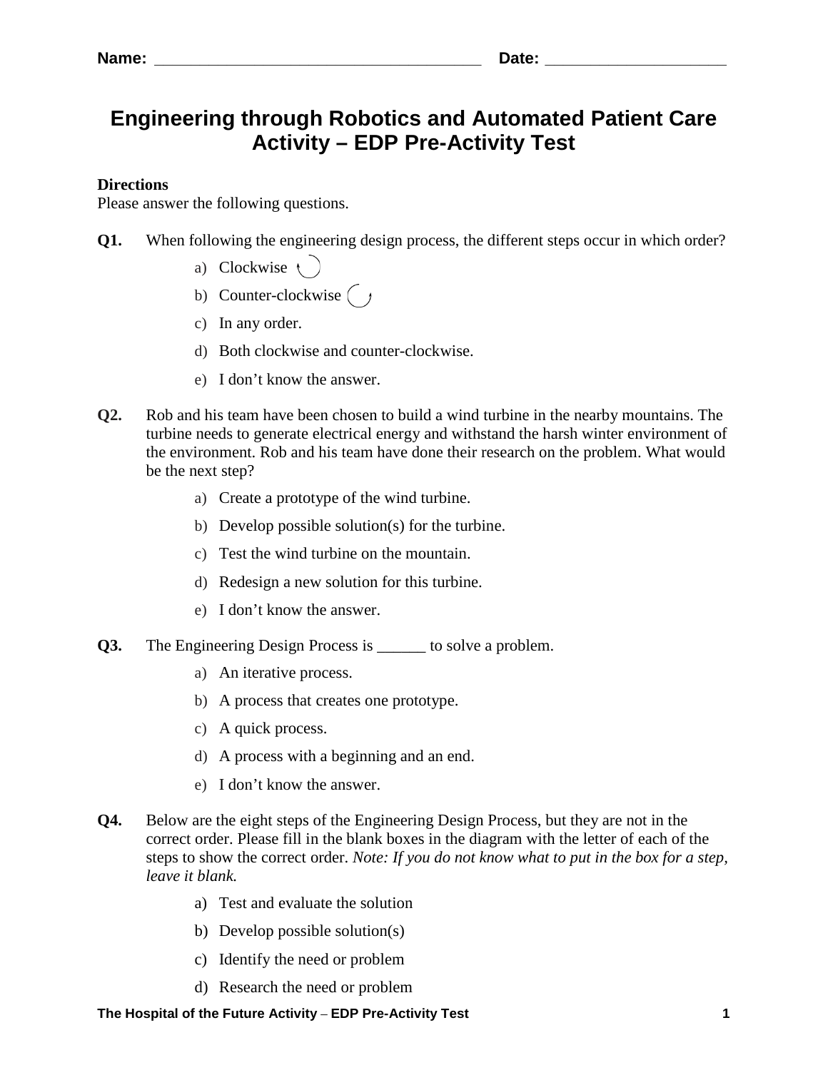**Name:** ______________________________________ **Date:** _____________________

# Engineering through Robotics and Automated Patient Care Activity – EDP Pre-Activity Test

**Directions**
Please answer the following questions.

**Q1.** When following the engineering design process, the different steps occur in which order?

a) Clockwise
b) Counter-clockwise
c) In any order.
d) Both clockwise and counter-clockwise.
e) I don't know the answer.

**Q2.** Rob and his team have been chosen to build a wind turbine in the nearby mountains. The turbine needs to generate electrical energy and withstand the harsh winter environment of the environment. Rob and his team have done their research on the problem. What would be the next step?

a) Create a prototype of the wind turbine.
b) Develop possible solution(s) for the turbine.
c) Test the wind turbine on the mountain.
d) Redesign a new solution for this turbine.
e) I don't know the answer.

**Q3.** The Engineering Design Process is ______ to solve a problem.

a) An iterative process.
b) A process that creates one prototype.
c) A quick process.
d) A process with a beginning and an end.
e) I don't know the answer.

**Q4.** Below are the eight steps of the Engineering Design Process, but they are not in the correct order. Please fill in the blank boxes in the diagram with the letter of each of the steps to show the correct order. *Note: If you do not know what to put in the box for a step, leave it blank.*

a) Test and evaluate the solution
b) Develop possible solution(s)
c) Identify the need or problem
d) Research the need or problem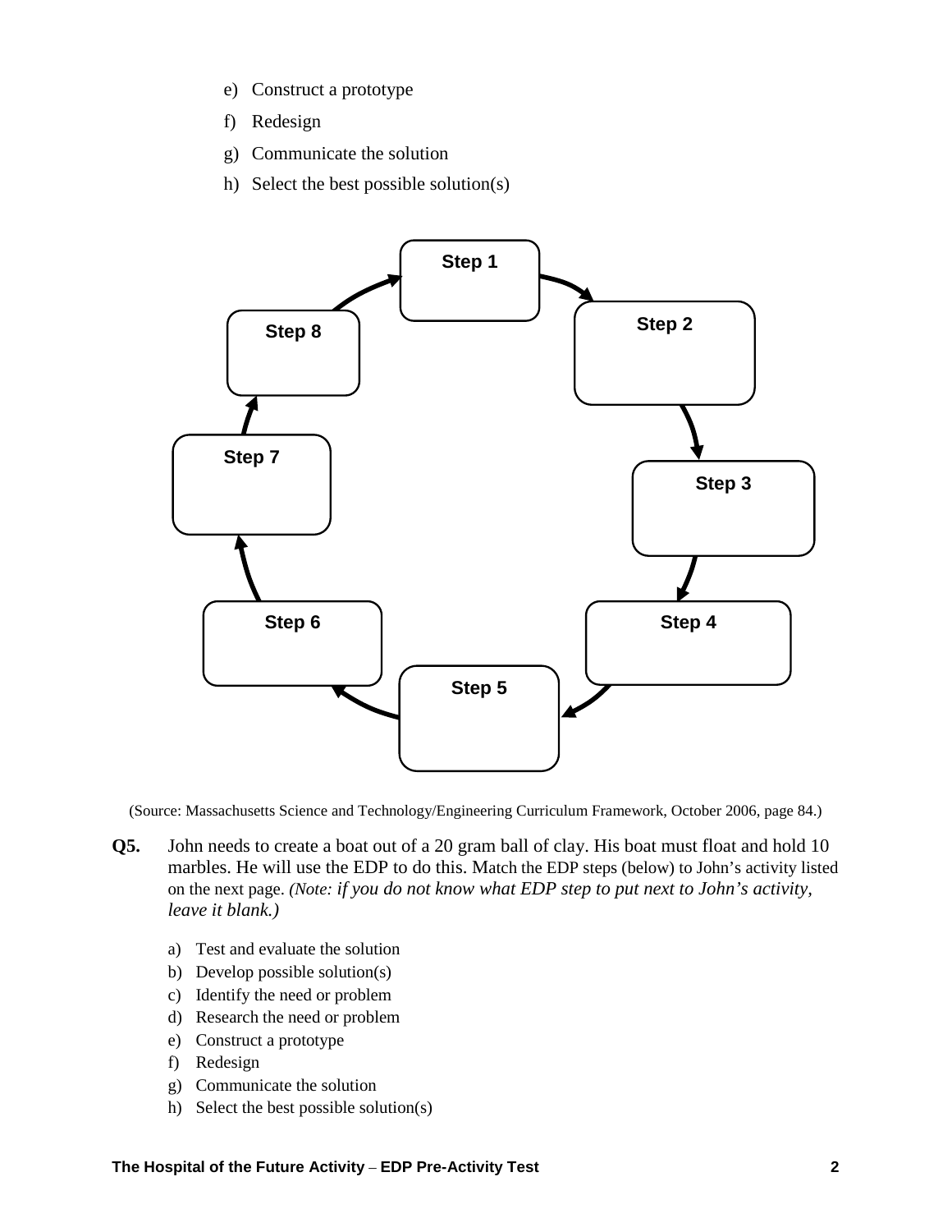e) Construct a prototype

f) Redesign

g) Communicate the solution

h) Select the best possible solution(s)

Step 1 → Step 2 → Step 3 → Step 4 → Step 5 → Step 6 → Step 7 → Step 8 → Step 1

(Source: Massachusetts Science and Technology/Engineering Curriculum Framework, October 2006, page 84.)

**Q5.** John needs to create a boat out of a 20 gram ball of clay. His boat must float and hold 10 marbles. He will use the EDP to do this. Match the EDP steps (below) to John's activity listed on the next page. *(Note: if you do not know what EDP step to put next to John's activity, leave it blank.)*

a) Test and evaluate the solution
b) Develop possible solution(s)
c) Identify the need or problem
d) Research the need or problem
e) Construct a prototype
f) Redesign
g) Communicate the solution
h) Select the best possible solution(s)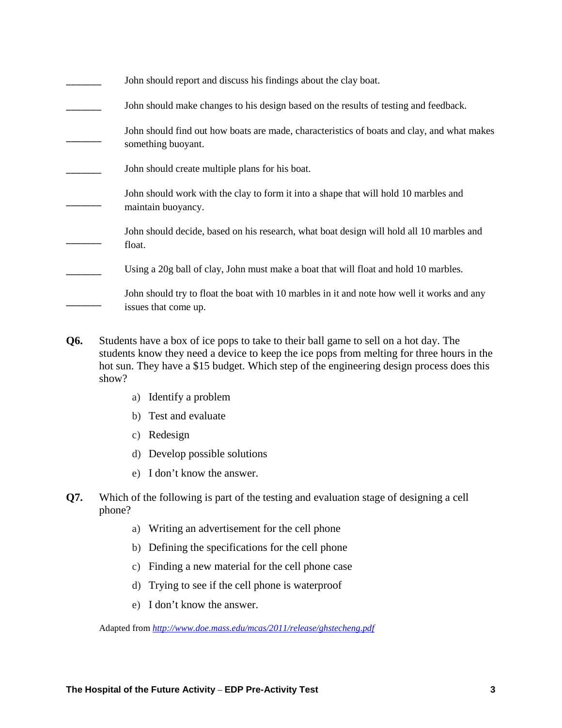_______ John should report and discuss his findings about the clay boat.

_______ John should make changes to his design based on the results of testing and feedback.

_______ John should find out how boats are made, characteristics of boats and clay, and what makes something buoyant.

_______ John should create multiple plans for his boat.

_______ John should work with the clay to form it into a shape that will hold 10 marbles and maintain buoyancy.

_______ John should decide, based on his research, what boat design will hold all 10 marbles and float.

_______ Using a 20g ball of clay, John must make a boat that will float and hold 10 marbles.

_______ John should try to float the boat with 10 marbles in it and note how well it works and any issues that come up.

**Q6.** Students have a box of ice pops to take to their ball game to sell on a hot day. The students know they need a device to keep the ice pops from melting for three hours in the hot sun. They have a $15 budget. Which step of the engineering design process does this show?

a) Identify a problem
b) Test and evaluate
c) Redesign
d) Develop possible solutions
e) I don't know the answer.

**Q7.** Which of the following is part of the testing and evaluation stage of designing a cell phone?

a) Writing an advertisement for the cell phone
b) Defining the specifications for the cell phone
c) Finding a new material for the cell phone case
d) Trying to see if the cell phone is waterproof
e) I don't know the answer.

Adapted from *http://www.doe.mass.edu/mcas/2011/release/ghstecheng.pdf*